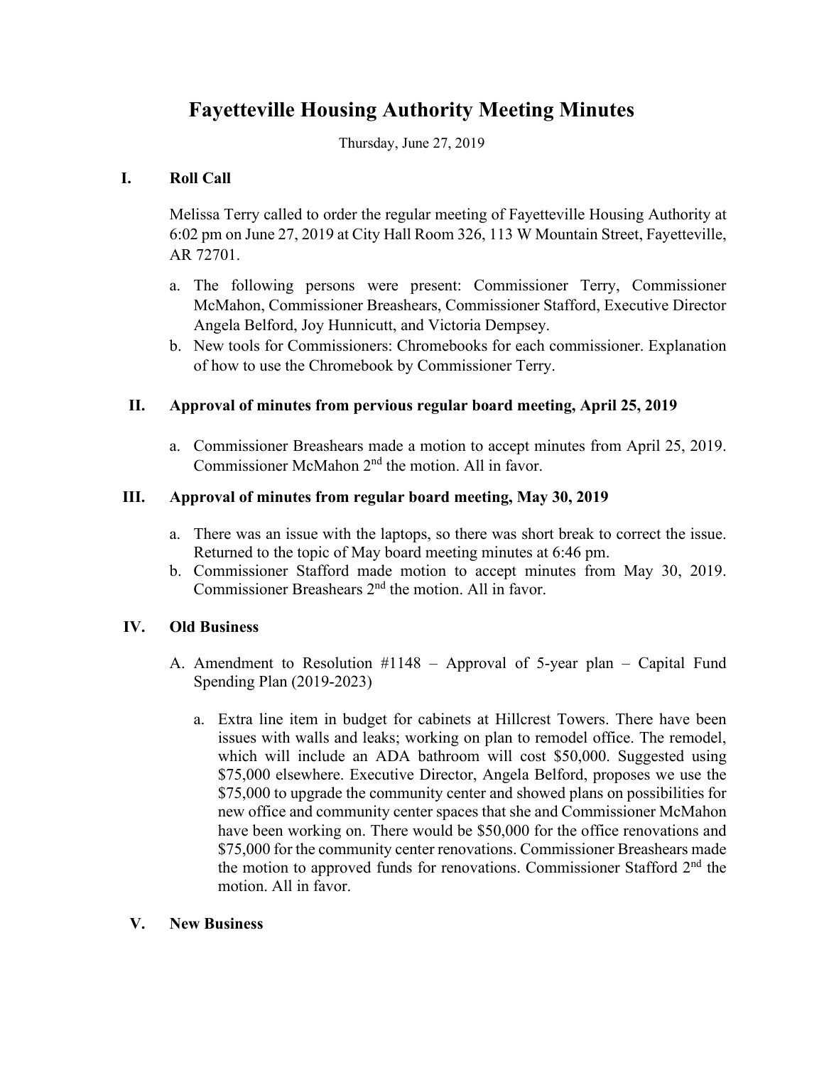# Fayetteville Housing Authority Meeting Minutes

Thursday, June 27, 2019

## I. Roll Call

Melissa Terry called to order the regular meeting of Fayetteville Housing Authority at 6:02 pm on June 27, 2019 at City Hall Room 326, 113 W Mountain Street, Fayetteville, AR 72701.

a. The following persons were present: Commissioner Terry, Commissioner McMahon, Commissioner Breashears, Commissioner Stafford, Executive Director Angela Belford, Joy Hunnicutt, and Victoria Dempsey.
b. New tools for Commissioners: Chromebooks for each commissioner. Explanation of how to use the Chromebook by Commissioner Terry.

## II. Approval of minutes from pervious regular board meeting, April 25, 2019

a. Commissioner Breashears made a motion to accept minutes from April 25, 2019. Commissioner McMahon 2nd the motion. All in favor.

## III. Approval of minutes from regular board meeting, May 30, 2019

a. There was an issue with the laptops, so there was short break to correct the issue. Returned to the topic of May board meeting minutes at 6:46 pm.
b. Commissioner Stafford made motion to accept minutes from May 30, 2019. Commissioner Breashears 2nd the motion. All in favor.

## IV. Old Business

A. Amendment to Resolution #1148 – Approval of 5-year plan – Capital Fund Spending Plan (2019-2023)

a. Extra line item in budget for cabinets at Hillcrest Towers. There have been issues with walls and leaks; working on plan to remodel office. The remodel, which will include an ADA bathroom will cost $50,000. Suggested using $75,000 elsewhere. Executive Director, Angela Belford, proposes we use the $75,000 to upgrade the community center and showed plans on possibilities for new office and community center spaces that she and Commissioner McMahon have been working on. There would be $50,000 for the office renovations and $75,000 for the community center renovations. Commissioner Breashears made the motion to approved funds for renovations. Commissioner Stafford 2nd the motion. All in favor.

## V. New Business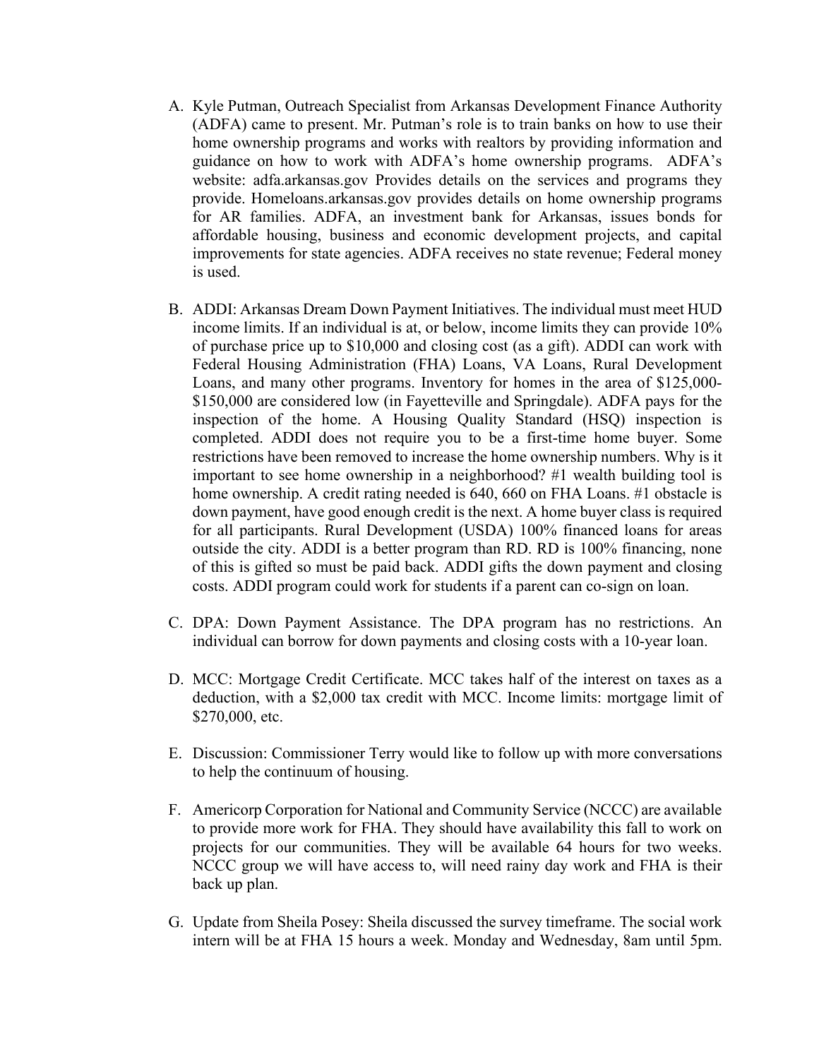A. Kyle Putman, Outreach Specialist from Arkansas Development Finance Authority (ADFA) came to present. Mr. Putman's role is to train banks on how to use their home ownership programs and works with realtors by providing information and guidance on how to work with ADFA's home ownership programs. ADFA's website: adfa.arkansas.gov Provides details on the services and programs they provide. Homeloans.arkansas.gov provides details on home ownership programs for AR families. ADFA, an investment bank for Arkansas, issues bonds for affordable housing, business and economic development projects, and capital improvements for state agencies. ADFA receives no state revenue; Federal money is used.

B. ADDI: Arkansas Dream Down Payment Initiatives. The individual must meet HUD income limits. If an individual is at, or below, income limits they can provide 10% of purchase price up to $10,000 and closing cost (as a gift). ADDI can work with Federal Housing Administration (FHA) Loans, VA Loans, Rural Development Loans, and many other programs. Inventory for homes in the area of $125,000-$150,000 are considered low (in Fayetteville and Springdale). ADFA pays for the inspection of the home. A Housing Quality Standard (HSQ) inspection is completed. ADDI does not require you to be a first-time home buyer. Some restrictions have been removed to increase the home ownership numbers. Why is it important to see home ownership in a neighborhood? #1 wealth building tool is home ownership. A credit rating needed is 640, 660 on FHA Loans. #1 obstacle is down payment, have good enough credit is the next. A home buyer class is required for all participants. Rural Development (USDA) 100% financed loans for areas outside the city. ADDI is a better program than RD. RD is 100% financing, none of this is gifted so must be paid back. ADDI gifts the down payment and closing costs. ADDI program could work for students if a parent can co-sign on loan.

C. DPA: Down Payment Assistance. The DPA program has no restrictions. An individual can borrow for down payments and closing costs with a 10-year loan.

D. MCC: Mortgage Credit Certificate. MCC takes half of the interest on taxes as a deduction, with a $2,000 tax credit with MCC. Income limits: mortgage limit of $270,000, etc.

E. Discussion: Commissioner Terry would like to follow up with more conversations to help the continuum of housing.

F. Americorp Corporation for National and Community Service (NCCC) are available to provide more work for FHA. They should have availability this fall to work on projects for our communities. They will be available 64 hours for two weeks. NCCC group we will have access to, will need rainy day work and FHA is their back up plan.

G. Update from Sheila Posey: Sheila discussed the survey timeframe. The social work intern will be at FHA 15 hours a week. Monday and Wednesday, 8am until 5pm.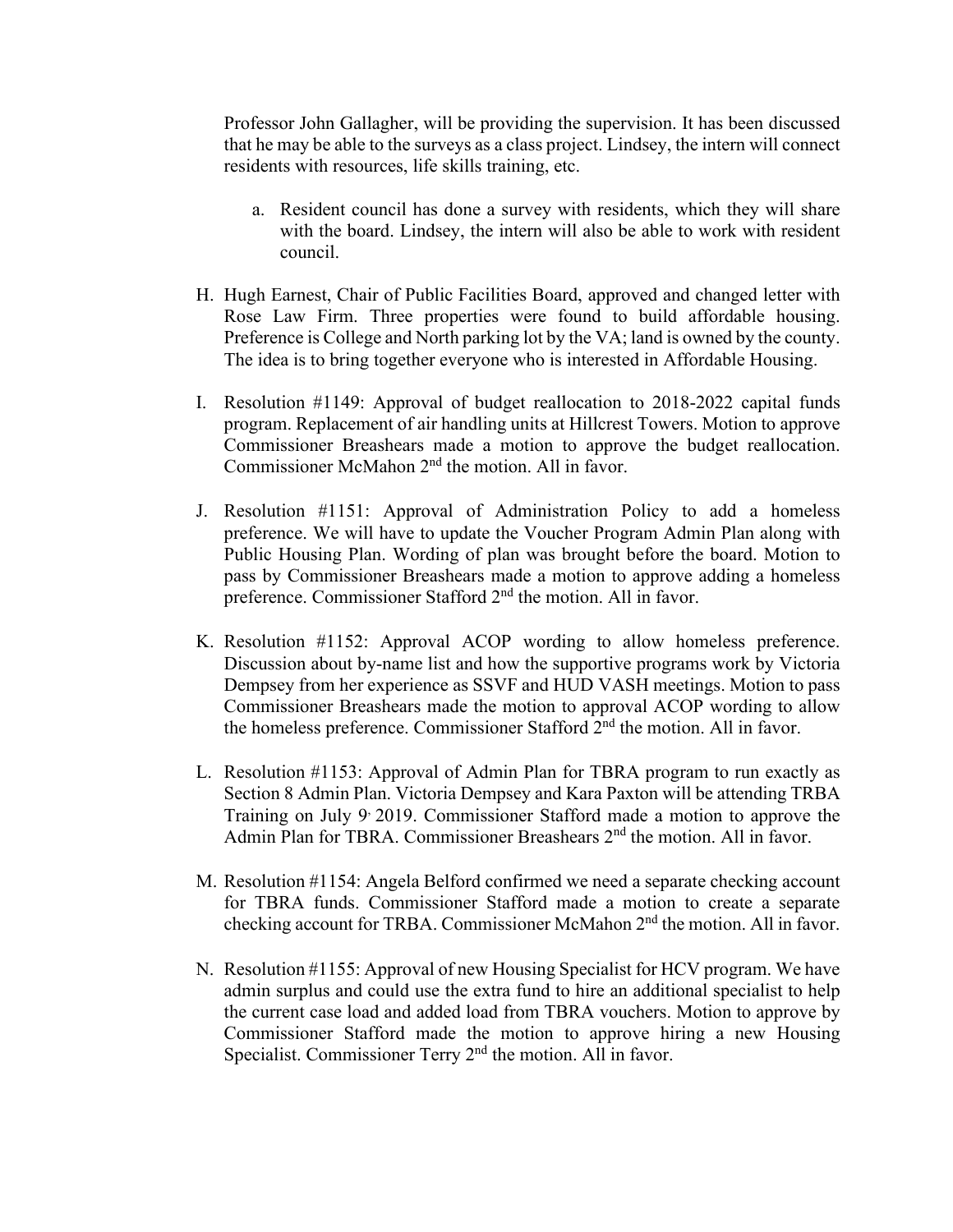Professor John Gallagher, will be providing the supervision. It has been discussed that he may be able to the surveys as a class project. Lindsey, the intern will connect residents with resources, life skills training, etc.

   a. Resident council has done a survey with residents, which they will share with the board. Lindsey, the intern will also be able to work with resident council.

H. Hugh Earnest, Chair of Public Facilities Board, approved and changed letter with Rose Law Firm. Three properties were found to build affordable housing. Preference is College and North parking lot by the VA; land is owned by the county. The idea is to bring together everyone who is interested in Affordable Housing.

I. Resolution #1149: Approval of budget reallocation to 2018-2022 capital funds program. Replacement of air handling units at Hillcrest Towers. Motion to approve Commissioner Breashears made a motion to approve the budget reallocation. Commissioner McMahon 2nd the motion. All in favor.

J. Resolution #1151: Approval of Administration Policy to add a homeless preference. We will have to update the Voucher Program Admin Plan along with Public Housing Plan. Wording of plan was brought before the board. Motion to pass by Commissioner Breashears made a motion to approve adding a homeless preference. Commissioner Stafford 2nd the motion. All in favor.

K. Resolution #1152: Approval ACOP wording to allow homeless preference. Discussion about by-name list and how the supportive programs work by Victoria Dempsey from her experience as SSVF and HUD VASH meetings. Motion to pass Commissioner Breashears made the motion to approval ACOP wording to allow the homeless preference. Commissioner Stafford 2nd the motion. All in favor.

L. Resolution #1153: Approval of Admin Plan for TBRA program to run exactly as Section 8 Admin Plan. Victoria Dempsey and Kara Paxton will be attending TRBA Training on July 9, 2019. Commissioner Stafford made a motion to approve the Admin Plan for TBRA. Commissioner Breashears 2nd the motion. All in favor.

M. Resolution #1154: Angela Belford confirmed we need a separate checking account for TBRA funds. Commissioner Stafford made a motion to create a separate checking account for TRBA. Commissioner McMahon 2nd the motion. All in favor.

N. Resolution #1155: Approval of new Housing Specialist for HCV program. We have admin surplus and could use the extra fund to hire an additional specialist to help the current case load and added load from TBRA vouchers. Motion to approve by Commissioner Stafford made the motion to approve hiring a new Housing Specialist. Commissioner Terry 2nd the motion. All in favor.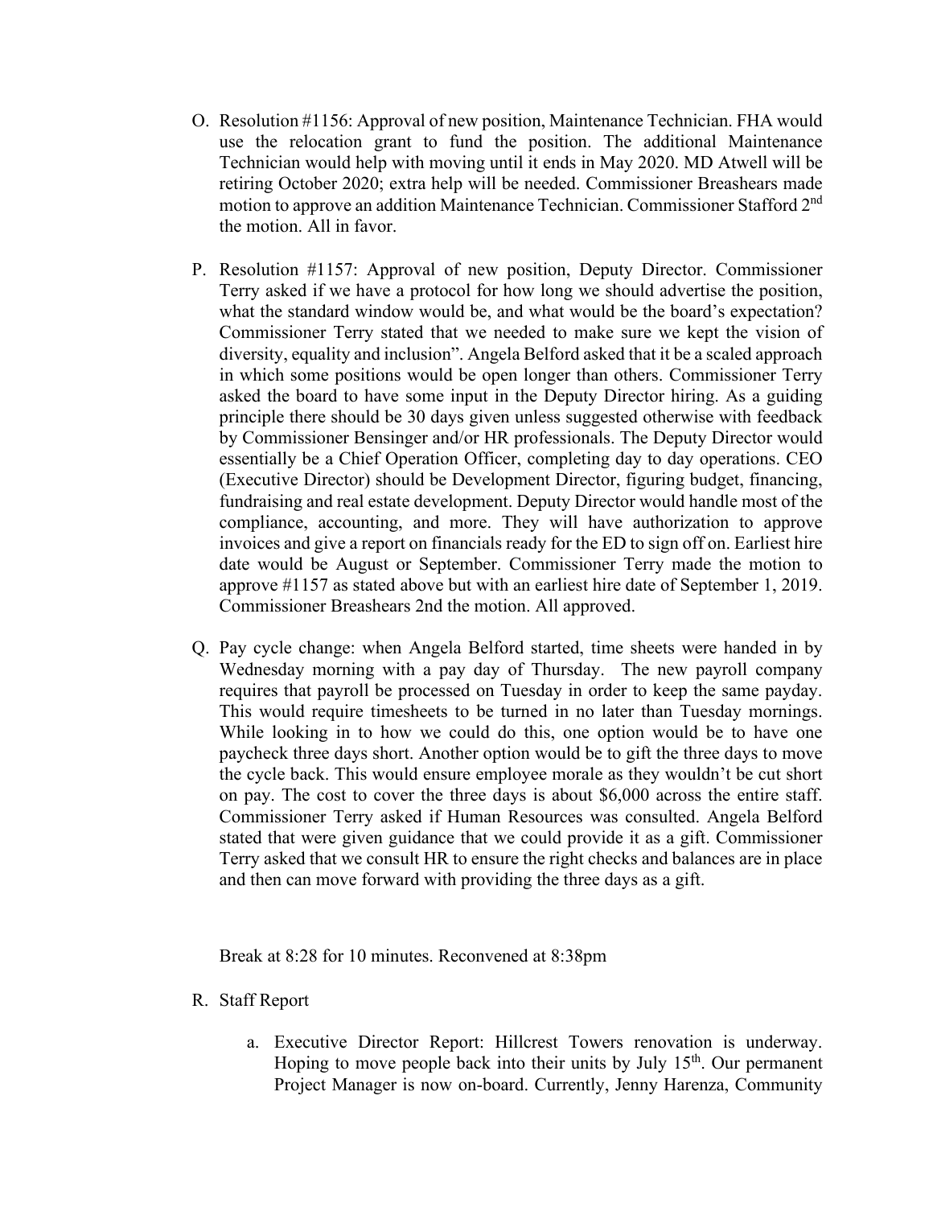O. Resolution #1156: Approval of new position, Maintenance Technician. FHA would use the relocation grant to fund the position. The additional Maintenance Technician would help with moving until it ends in May 2020. MD Atwell will be retiring October 2020; extra help will be needed. Commissioner Breashears made motion to approve an addition Maintenance Technician. Commissioner Stafford 2nd the motion. All in favor.

P. Resolution #1157: Approval of new position, Deputy Director. Commissioner Terry asked if we have a protocol for how long we should advertise the position, what the standard window would be, and what would be the board's expectation? Commissioner Terry stated that we needed to make sure we kept the vision of diversity, equality and inclusion". Angela Belford asked that it be a scaled approach in which some positions would be open longer than others. Commissioner Terry asked the board to have some input in the Deputy Director hiring. As a guiding principle there should be 30 days given unless suggested otherwise with feedback by Commissioner Bensinger and/or HR professionals. The Deputy Director would essentially be a Chief Operation Officer, completing day to day operations. CEO (Executive Director) should be Development Director, figuring budget, financing, fundraising and real estate development. Deputy Director would handle most of the compliance, accounting, and more. They will have authorization to approve invoices and give a report on financials ready for the ED to sign off on. Earliest hire date would be August or September. Commissioner Terry made the motion to approve #1157 as stated above but with an earliest hire date of September 1, 2019. Commissioner Breashears 2nd the motion. All approved.

Q. Pay cycle change: when Angela Belford started, time sheets were handed in by Wednesday morning with a pay day of Thursday. The new payroll company requires that payroll be processed on Tuesday in order to keep the same payday. This would require timesheets to be turned in no later than Tuesday mornings. While looking in to how we could do this, one option would be to have one paycheck three days short. Another option would be to gift the three days to move the cycle back. This would ensure employee morale as they wouldn't be cut short on pay. The cost to cover the three days is about $6,000 across the entire staff. Commissioner Terry asked if Human Resources was consulted. Angela Belford stated that were given guidance that we could provide it as a gift. Commissioner Terry asked that we consult HR to ensure the right checks and balances are in place and then can move forward with providing the three days as a gift.

Break at 8:28 for 10 minutes. Reconvened at 8:38pm

R. Staff Report

   a. Executive Director Report: Hillcrest Towers renovation is underway. Hoping to move people back into their units by July 15th. Our permanent Project Manager is now on-board. Currently, Jenny Harenza, Community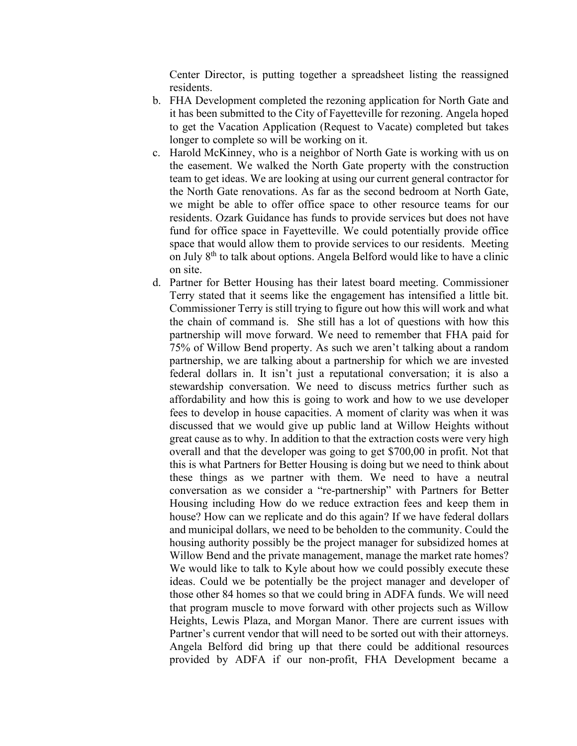Center Director, is putting together a spreadsheet listing the reassigned residents.

b. FHA Development completed the rezoning application for North Gate and it has been submitted to the City of Fayetteville for rezoning. Angela hoped to get the Vacation Application (Request to Vacate) completed but takes longer to complete so will be working on it.

c. Harold McKinney, who is a neighbor of North Gate is working with us on the easement. We walked the North Gate property with the construction team to get ideas. We are looking at using our current general contractor for the North Gate renovations. As far as the second bedroom at North Gate, we might be able to offer office space to other resource teams for our residents. Ozark Guidance has funds to provide services but does not have fund for office space in Fayetteville. We could potentially provide office space that would allow them to provide services to our residents. Meeting on July 8th to talk about options. Angela Belford would like to have a clinic on site.

d. Partner for Better Housing has their latest board meeting. Commissioner Terry stated that it seems like the engagement has intensified a little bit. Commissioner Terry is still trying to figure out how this will work and what the chain of command is. She still has a lot of questions with how this partnership will move forward. We need to remember that FHA paid for 75% of Willow Bend property. As such we aren't talking about a random partnership, we are talking about a partnership for which we are invested federal dollars in. It isn't just a reputational conversation; it is also a stewardship conversation. We need to discuss metrics further such as affordability and how this is going to work and how to we use developer fees to develop in house capacities. A moment of clarity was when it was discussed that we would give up public land at Willow Heights without great cause as to why. In addition to that the extraction costs were very high overall and that the developer was going to get $700,00 in profit. Not that this is what Partners for Better Housing is doing but we need to think about these things as we partner with them. We need to have a neutral conversation as we consider a "re-partnership" with Partners for Better Housing including How do we reduce extraction fees and keep them in house? How can we replicate and do this again? If we have federal dollars and municipal dollars, we need to be beholden to the community. Could the housing authority possibly be the project manager for subsidized homes at Willow Bend and the private management, manage the market rate homes? We would like to talk to Kyle about how we could possibly execute these ideas. Could we be potentially be the project manager and developer of those other 84 homes so that we could bring in ADFA funds. We will need that program muscle to move forward with other projects such as Willow Heights, Lewis Plaza, and Morgan Manor. There are current issues with Partner's current vendor that will need to be sorted out with their attorneys. Angela Belford did bring up that there could be additional resources provided by ADFA if our non-profit, FHA Development became a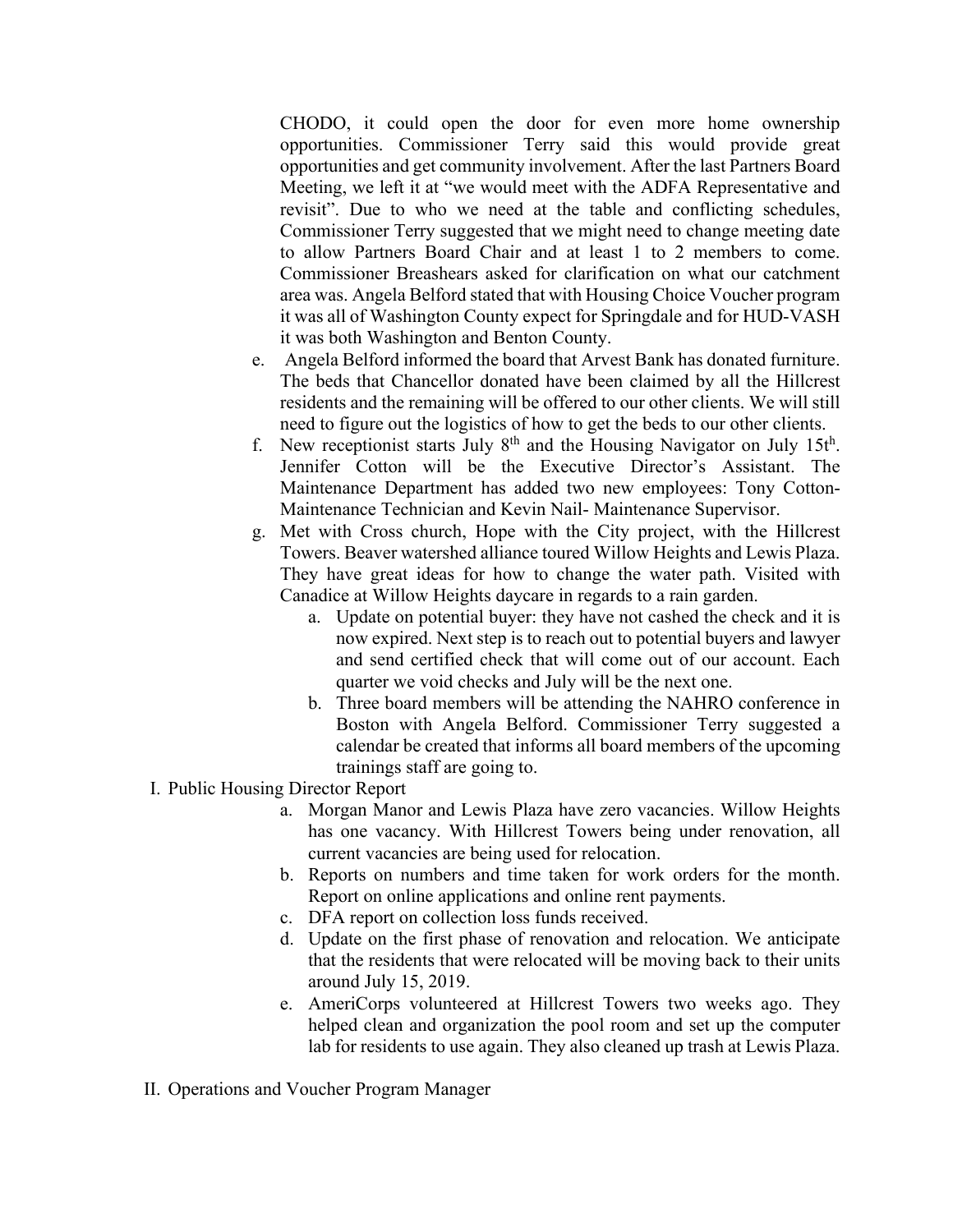CHODO, it could open the door for even more home ownership opportunities. Commissioner Terry said this would provide great opportunities and get community involvement. After the last Partners Board Meeting, we left it at "we would meet with the ADFA Representative and revisit". Due to who we need at the table and conflicting schedules, Commissioner Terry suggested that we might need to change meeting date to allow Partners Board Chair and at least 1 to 2 members to come. Commissioner Breashears asked for clarification on what our catchment area was. Angela Belford stated that with Housing Choice Voucher program it was all of Washington County expect for Springdale and for HUD-VASH it was both Washington and Benton County.

e. Angela Belford informed the board that Arvest Bank has donated furniture. The beds that Chancellor donated have been claimed by all the Hillcrest residents and the remaining will be offered to our other clients. We will still need to figure out the logistics of how to get the beds to our other clients.

f. New receptionist starts July 8th and the Housing Navigator on July 15th. Jennifer Cotton will be the Executive Director's Assistant. The Maintenance Department has added two new employees: Tony Cotton- Maintenance Technician and Kevin Nail- Maintenance Supervisor.

g. Met with Cross church, Hope with the City project, with the Hillcrest Towers. Beaver watershed alliance toured Willow Heights and Lewis Plaza. They have great ideas for how to change the water path. Visited with Canadice at Willow Heights daycare in regards to a rain garden.

   a. Update on potential buyer: they have not cashed the check and it is now expired. Next step is to reach out to potential buyers and lawyer and send certified check that will come out of our account. Each quarter we void checks and July will be the next one.

   b. Three board members will be attending the NAHRO conference in Boston with Angela Belford. Commissioner Terry suggested a calendar be created that informs all board members of the upcoming trainings staff are going to.

I. Public Housing Director Report

   a. Morgan Manor and Lewis Plaza have zero vacancies. Willow Heights has one vacancy. With Hillcrest Towers being under renovation, all current vacancies are being used for relocation.

   b. Reports on numbers and time taken for work orders for the month. Report on online applications and online rent payments.

   c. DFA report on collection loss funds received.

   d. Update on the first phase of renovation and relocation. We anticipate that the residents that were relocated will be moving back to their units around July 15, 2019.

   e. AmeriCorps volunteered at Hillcrest Towers two weeks ago. They helped clean and organization the pool room and set up the computer lab for residents to use again. They also cleaned up trash at Lewis Plaza.

II. Operations and Voucher Program Manager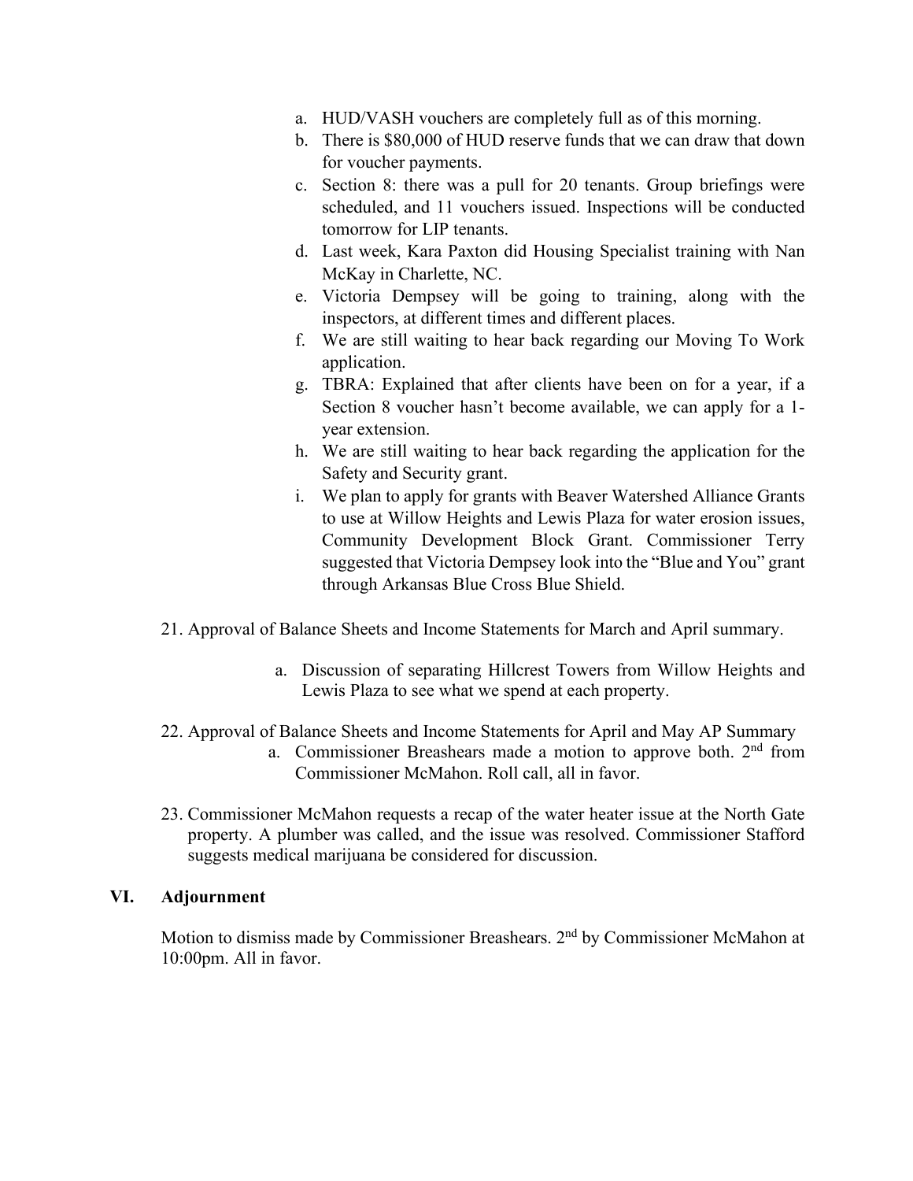a. HUD/VASH vouchers are completely full as of this morning.
b. There is $80,000 of HUD reserve funds that we can draw that down for voucher payments.
c. Section 8: there was a pull for 20 tenants. Group briefings were scheduled, and 11 vouchers issued. Inspections will be conducted tomorrow for LIP tenants.
d. Last week, Kara Paxton did Housing Specialist training with Nan McKay in Charlette, NC.
e. Victoria Dempsey will be going to training, along with the inspectors, at different times and different places.
f. We are still waiting to hear back regarding our Moving To Work application.
g. TBRA: Explained that after clients have been on for a year, if a Section 8 voucher hasn't become available, we can apply for a 1-year extension.
h. We are still waiting to hear back regarding the application for the Safety and Security grant.
i. We plan to apply for grants with Beaver Watershed Alliance Grants to use at Willow Heights and Lewis Plaza for water erosion issues, Community Development Block Grant. Commissioner Terry suggested that Victoria Dempsey look into the "Blue and You" grant through Arkansas Blue Cross Blue Shield.

21. Approval of Balance Sheets and Income Statements for March and April summary.
    a. Discussion of separating Hillcrest Towers from Willow Heights and Lewis Plaza to see what we spend at each property.
22. Approval of Balance Sheets and Income Statements for April and May AP Summary
    a. Commissioner Breashears made a motion to approve both. 2nd from Commissioner McMahon. Roll call, all in favor.
23. Commissioner McMahon requests a recap of the water heater issue at the North Gate property. A plumber was called, and the issue was resolved. Commissioner Stafford suggests medical marijuana be considered for discussion.

## VI. Adjournment

Motion to dismiss made by Commissioner Breashears. 2nd by Commissioner McMahon at 10:00pm. All in favor.